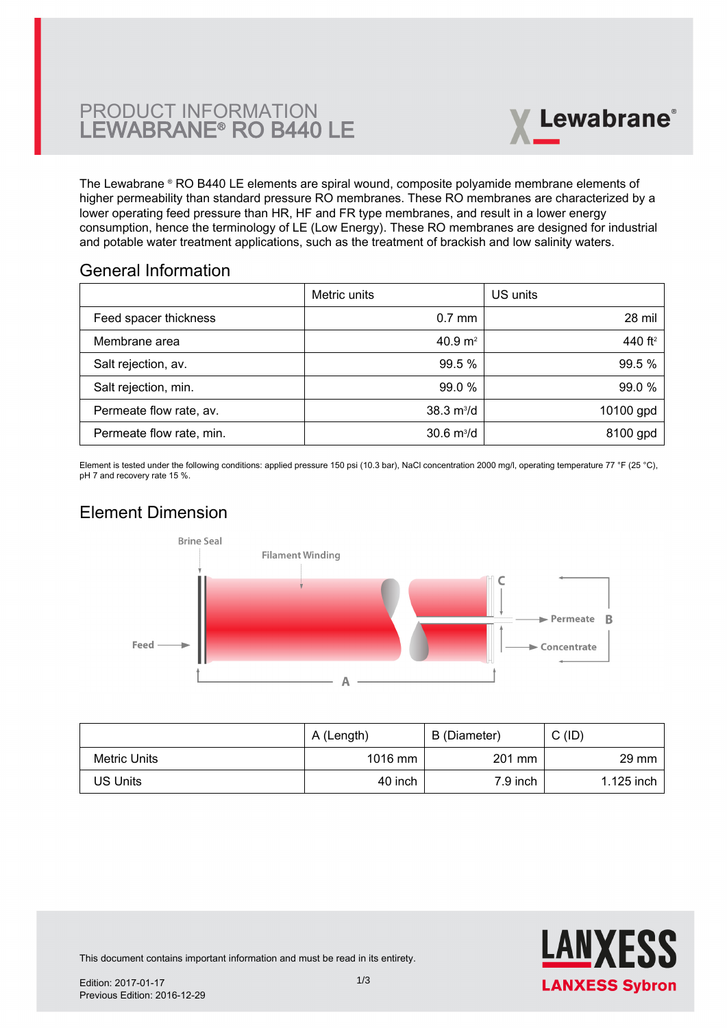# PRODUCT INFORMATION
# LEWABRANE® RO B440 LE

The Lewabrane ® RO B440 LE elements are spiral wound, composite polyamide membrane elements of higher permeability than standard pressure RO membranes. These RO membranes are characterized by a lower operating feed pressure than HR, HF and FR type membranes, and result in a lower energy consumption, hence the terminology of LE (Low Energy). These RO membranes are designed for industrial and potable water treatment applications, such as the treatment of brackish and low salinity waters.

## General Information

| | Metric units | US units |
|---|---|---|
| Feed spacer thickness | 0.7 mm | 28 mil |
| Membrane area | 40.9 $m^2$ | 440 $ft^2$ |
| Salt rejection, av. | 99.5 % | 99.5 % |
| Salt rejection, min. | 99.0 % | 99.0 % |
| Permeate flow rate, av. | 38.3 $m^3/d$ | 10100 gpd |
| Permeate flow rate, min. | 30.6 $m^3/d$ | 8100 gpd |

Element is tested under the following conditions: applied pressure 150 psi (10.3 bar), NaCl concentration 2000 mg/l, operating temperature 77 °F (25 °C), pH 7 and recovery rate 15 %.

## Element Dimension

| | A (Length) | B (Diameter) | C (ID) |
|---|---|---|---|
| Metric Units | 1016 mm | 201 mm | 29 mm |
| US Units | 40 inch | 7.9 inch | 1.125 inch |

This document contains important information and must be read in its entirety.

Edition: 2017-01-17
Previous Edition: 2016-12-29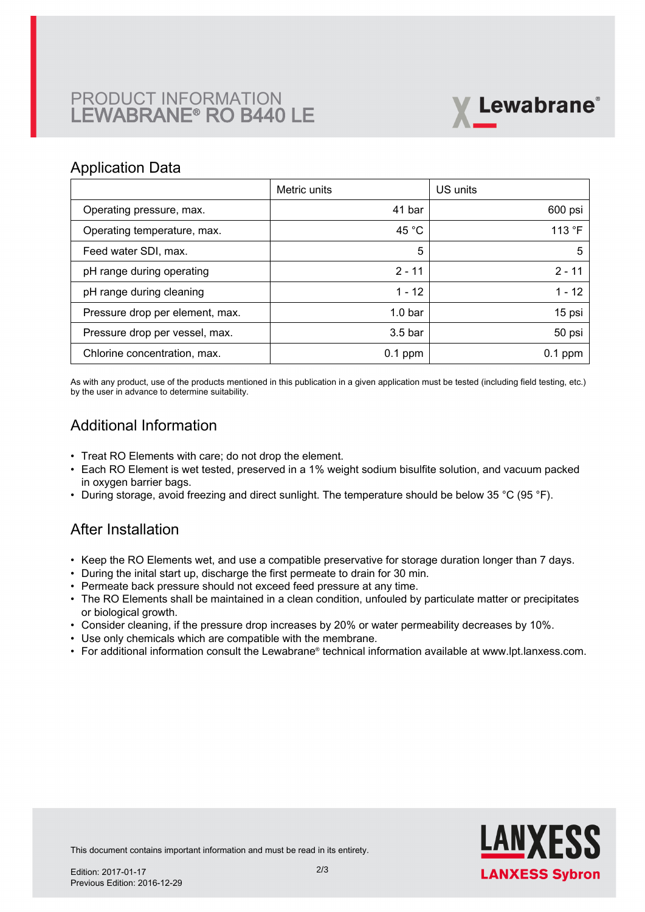# PRODUCT INFORMATION
# LEWABRANE® RO B440 LE

## Application Data

| | Metric units | US units |
|---|---|---|
| Operating pressure, max. | 41 bar | 600 psi |
| Operating temperature, max. | 45 °C | 113 °F |
| Feed water SDI, max. | 5 | 5 |
| pH range during operating | 2 - 11 | 2 - 11 |
| pH range during cleaning | 1 - 12 | 1 - 12 |
| Pressure drop per element, max. | 1.0 bar | 15 psi |
| Pressure drop per vessel, max. | 3.5 bar | 50 psi |
| Chlorine concentration, max. | 0.1 ppm | 0.1 ppm |

As with any product, use of the products mentioned in this publication in a given application must be tested (including field testing, etc.) by the user in advance to determine suitability.

## Additional Information

- Treat RO Elements with care; do not drop the element.
- Each RO Element is wet tested, preserved in a 1% weight sodium bisulfite solution, and vacuum packed in oxygen barrier bags.
- During storage, avoid freezing and direct sunlight. The temperature should be below 35 °C (95 °F).

## After Installation

- Keep the RO Elements wet, and use a compatible preservative for storage duration longer than 7 days.
- During the inital start up, discharge the first permeate to drain for 30 min.
- Permeate back pressure should not exceed feed pressure at any time.
- The RO Elements shall be maintained in a clean condition, unfouled by particulate matter or precipitates or biological growth.
- Consider cleaning, if the pressure drop increases by 20% or water permeability decreases by 10%.
- Use only chemicals which are compatible with the membrane.
- For additional information consult the Lewabrane® technical information available at www.lpt.lanxess.com.

This document contains important information and must be read in its entirety.

Edition: 2017-01-17
Previous Edition: 2016-12-29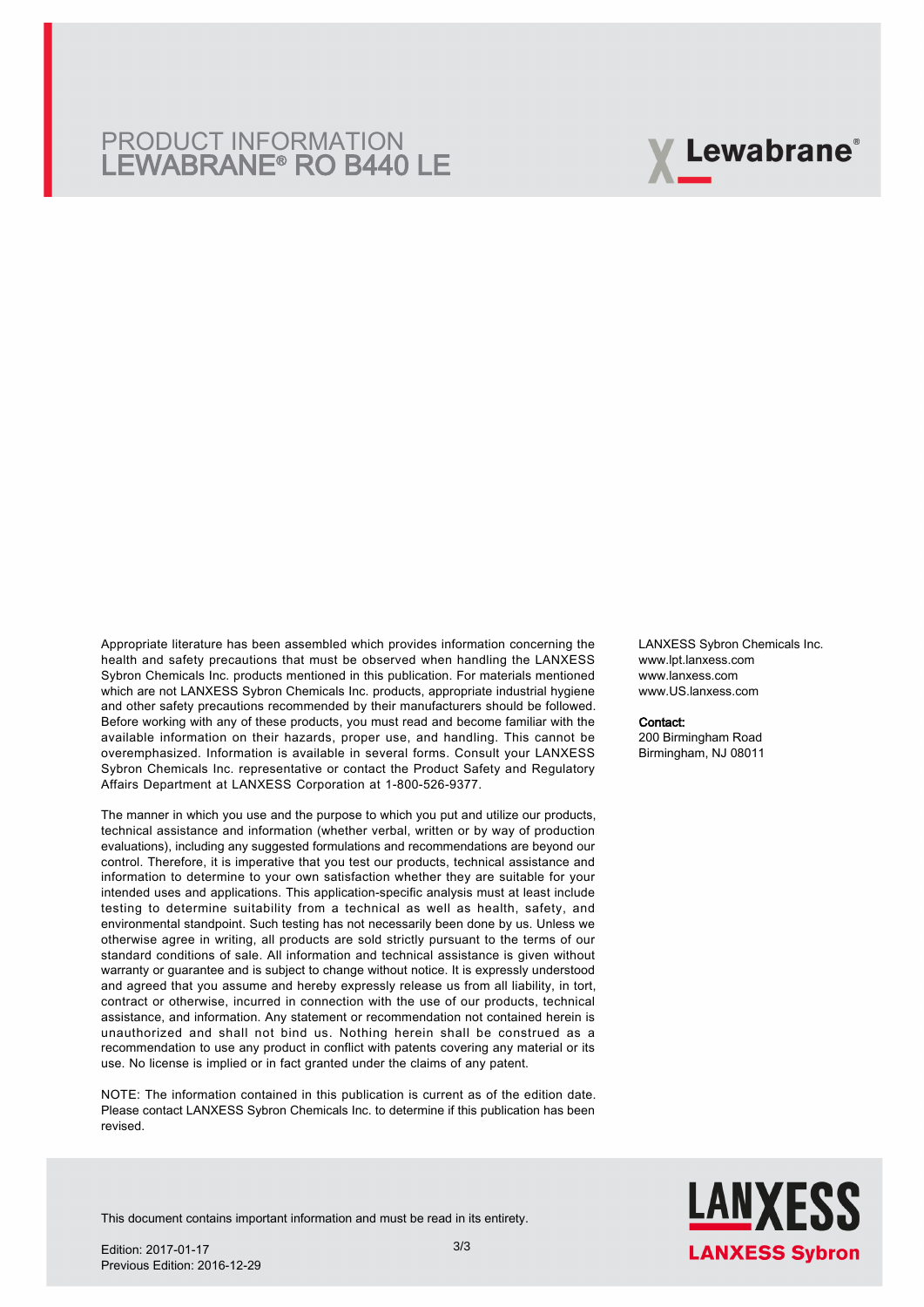Appropriate literature has been assembled which provides information concerning the health and safety precautions that must be observed when handling the LANXESS Sybron Chemicals Inc. products mentioned in this publication. For materials mentioned which are not LANXESS Sybron Chemicals Inc. products, appropriate industrial hygiene and other safety precautions recommended by their manufacturers should be followed. Before working with any of these products, you must read and become familiar with the available information on their hazards, proper use, and handling. This cannot be overemphasized. Information is available in several forms. Consult your LANXESS Sybron Chemicals Inc. representative or contact the Product Safety and Regulatory Affairs Department at LANXESS Corporation at 1-800-526-9377.

The manner in which you use and the purpose to which you put and utilize our products, technical assistance and information (whether verbal, written or by way of production evaluations), including any suggested formulations and recommendations are beyond our control. Therefore, it is imperative that you test our products, technical assistance and information to determine to your own satisfaction whether they are suitable for your intended uses and applications. This application-specific analysis must at least include testing to determine suitability from a technical as well as health, safety, and environmental standpoint. Such testing has not necessarily been done by us. Unless we otherwise agree in writing, all products are sold strictly pursuant to the terms of our standard conditions of sale. All information and technical assistance is given without warranty or guarantee and is subject to change without notice. It is expressly understood and agreed that you assume and hereby expressly release us from all liability, in tort, contract or otherwise, incurred in connection with the use of our products, technical assistance, and information. Any statement or recommendation not contained herein is unauthorized and shall not bind us. Nothing herein shall be construed as a recommendation to use any product in conflict with patents covering any material or its use. No license is implied or in fact granted under the claims of any patent.

NOTE: The information contained in this publication is current as of the edition date. Please contact LANXESS Sybron Chemicals Inc. to determine if this publication has been revised.

LANXESS Sybron Chemicals Inc.
www.lpt.lanxess.com
www.lanxess.com
www.US.lanxess.com

**Contact:**
200 Birmingham Road
Birmingham, NJ 08011

This document contains important information and must be read in its entirety.

Edition: 2017-01-17
Previous Edition: 2016-12-29